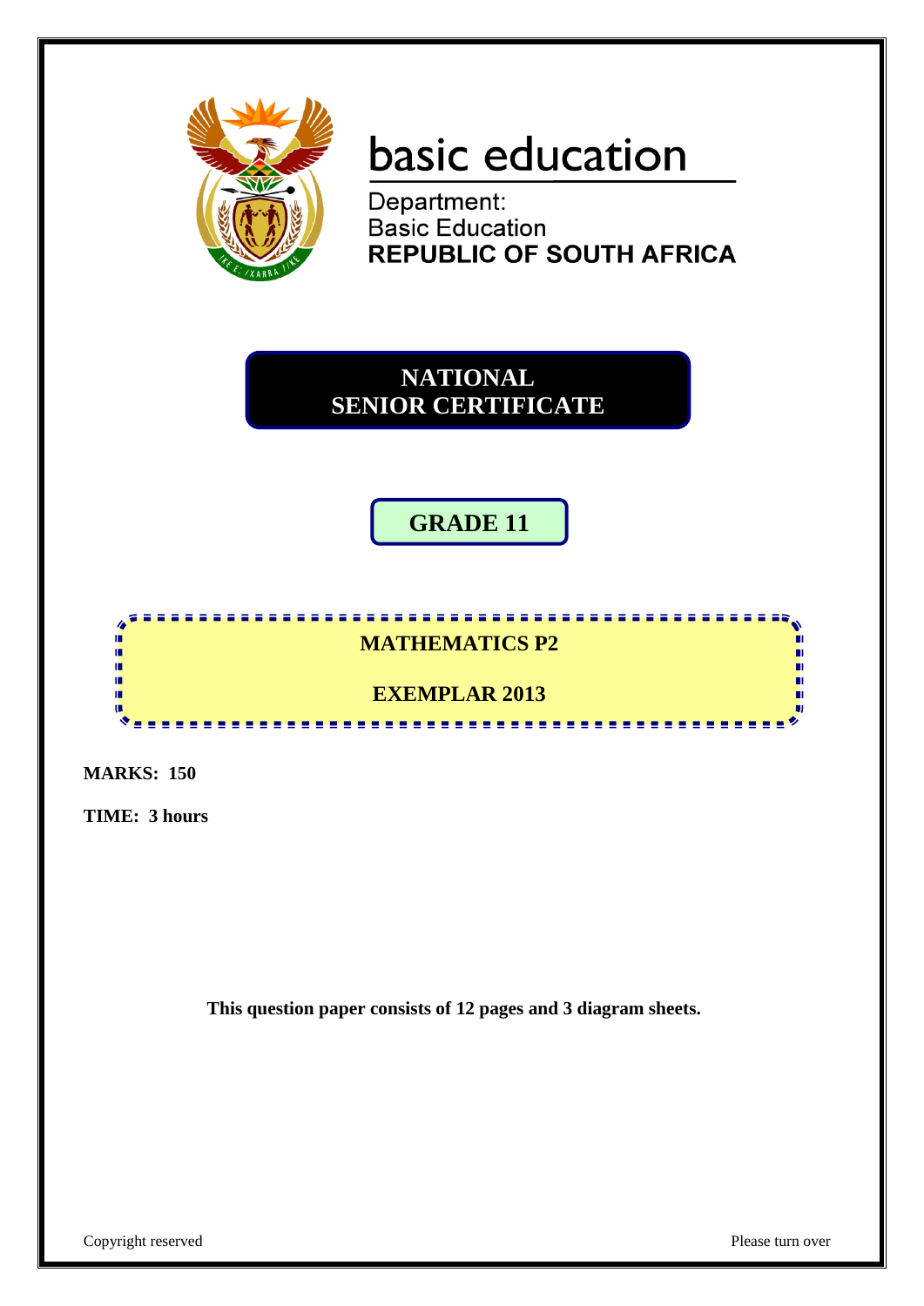basic education

Department:
Basic Education
**REPUBLIC OF SOUTH AFRICA**

# NATIONAL SENIOR CERTIFICATE

## GRADE 11

## MATHEMATICS P2

## EXEMPLAR 2013

**MARKS: 150**

**TIME: 3 hours**

**This question paper consists of 12 pages and 3 diagram sheets.**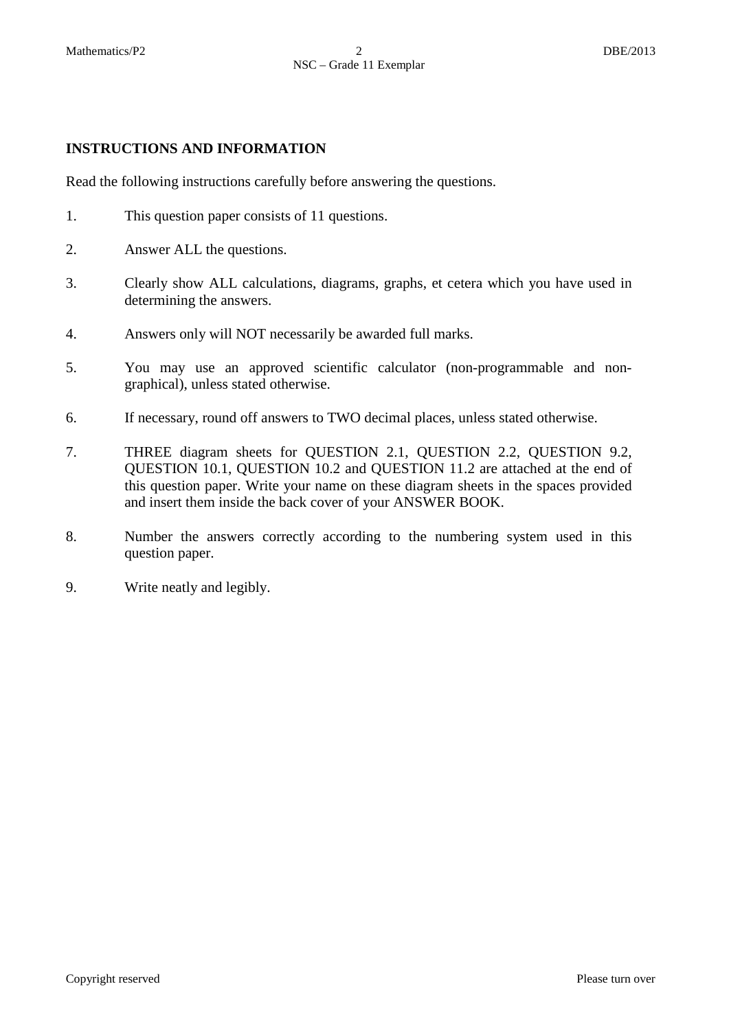## INSTRUCTIONS AND INFORMATION

Read the following instructions carefully before answering the questions.

1. This question paper consists of 11 questions.
2. Answer ALL the questions.
3. Clearly show ALL calculations, diagrams, graphs, et cetera which you have used in determining the answers.
4. Answers only will NOT necessarily be awarded full marks.
5. You may use an approved scientific calculator (non-programmable and non-graphical), unless stated otherwise.
6. If necessary, round off answers to TWO decimal places, unless stated otherwise.
7. THREE diagram sheets for QUESTION 2.1, QUESTION 2.2, QUESTION 9.2, QUESTION 10.1, QUESTION 10.2 and QUESTION 11.2 are attached at the end of this question paper. Write your name on these diagram sheets in the spaces provided and insert them inside the back cover of your ANSWER BOOK.
8. Number the answers correctly according to the numbering system used in this question paper.
9. Write neatly and legibly.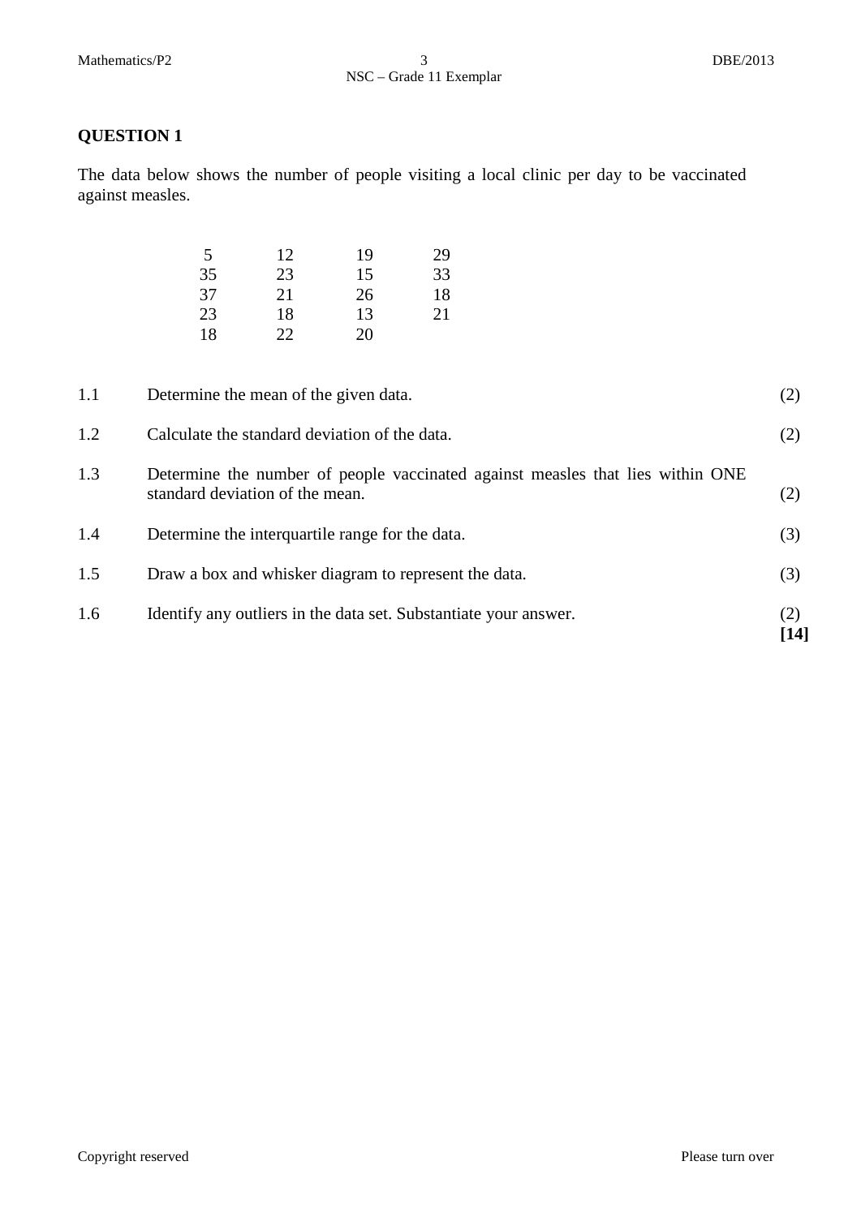## QUESTION 1

The data below shows the number of people visiting a local clinic per day to be vaccinated against measles.

| | | | |
|---|---|---|---|
| 5 | 12 | 19 | 29 |
| 35 | 23 | 15 | 33 |
| 37 | 21 | 26 | 18 |
| 23 | 18 | 13 | 21 |
| 18 | 22 | 20 | |

1.1 Determine the mean of the given data. (2)

1.2 Calculate the standard deviation of the data. (2)

1.3 Determine the number of people vaccinated against measles that lies within ONE standard deviation of the mean. (2)

1.4 Determine the interquartile range for the data. (3)

1.5 Draw a box and whisker diagram to represent the data. (3)

1.6 Identify any outliers in the data set. Substantiate your answer. (2)

**[14]**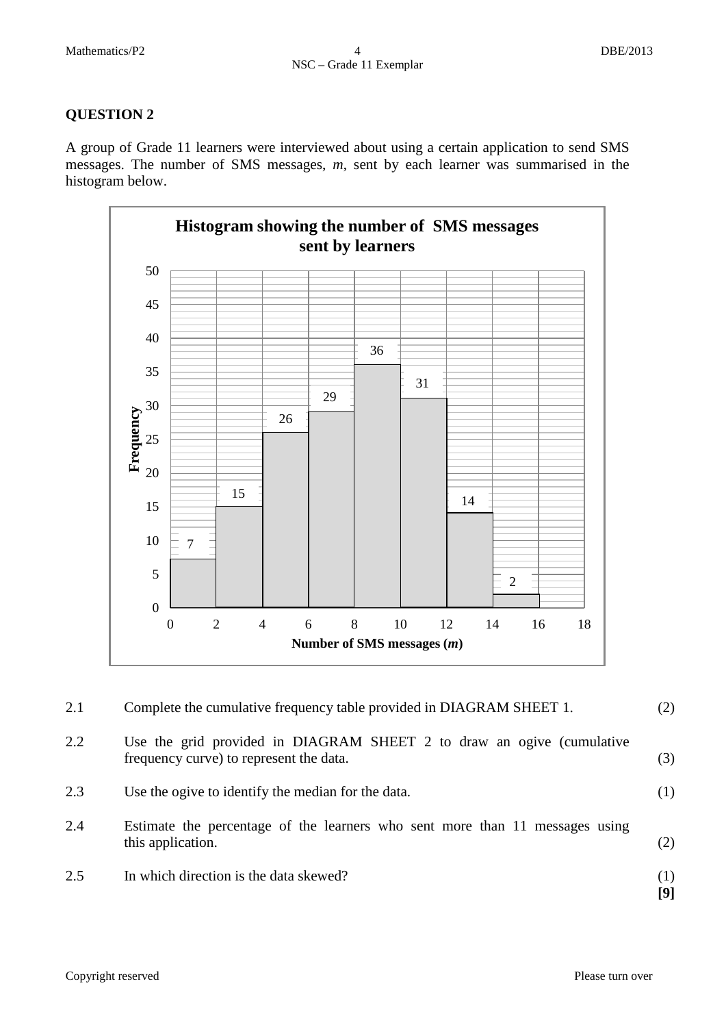## QUESTION 2

A group of Grade 11 learners were interviewed about using a certain application to send SMS messages. The number of SMS messages, $m$, sent by each learner was summarised in the histogram below.

**Histogram showing the number of SMS messages sent by learners**

| Number of SMS messages ($m$) | Frequency |
|---|---|
| $0 \le m < 2$ | 7 |
| $2 \le m < 4$ | 15 |
| $4 \le m < 6$ | 26 |
| $6 \le m < 8$ | 29 |
| $8 \le m < 10$ | 36 |
| $10 \le m < 12$ | 31 |
| $12 \le m < 14$ | 14 |
| $14 \le m < 16$ | 2 |

| | | |
|---|---|---|
| 2.1 | Complete the cumulative frequency table provided in DIAGRAM SHEET 1. | (2) |
| 2.2 | Use the grid provided in DIAGRAM SHEET 2 to draw an ogive (cumulative frequency curve) to represent the data. | (3) |
| 2.3 | Use the ogive to identify the median for the data. | (1) |
| 2.4 | Estimate the percentage of the learners who sent more than 11 messages using this application. | (2) |
| 2.5 | In which direction is the data skewed? | (1) |
| | | **[9]** |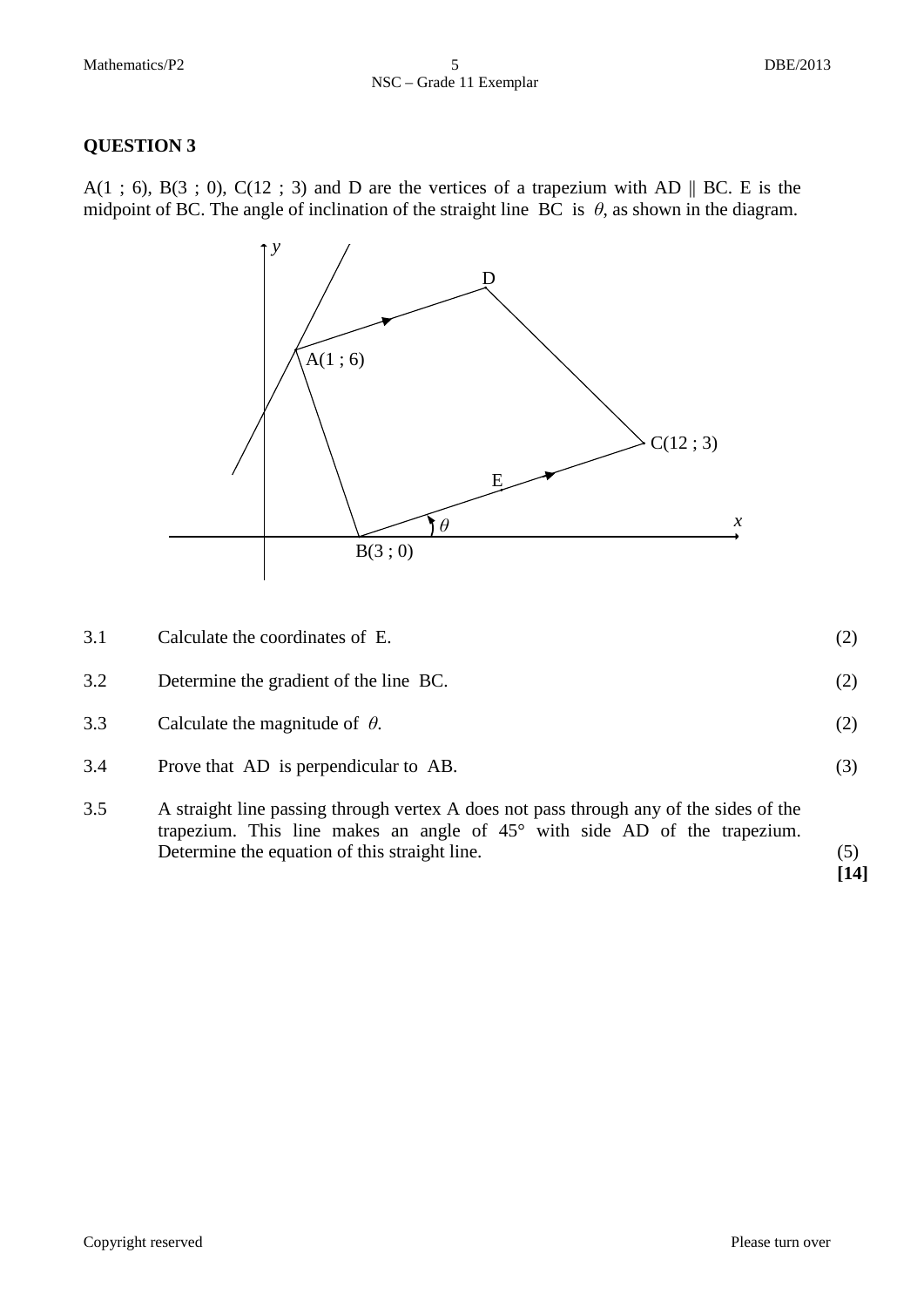## QUESTION 3

A(1 ; 6), B(3 ; 0), C(12 ; 3) and D are the vertices of a trapezium with AD ∥ BC. E is the midpoint of BC. The angle of inclination of the straight line BC is $\theta$, as shown in the diagram.

| | | |
|---|---|---|
| 3.1 | Calculate the coordinates of E. | (2) |
| 3.2 | Determine the gradient of the line BC. | (2) |
| 3.3 | Calculate the magnitude of $\theta$. | (2) |
| 3.4 | Prove that AD is perpendicular to AB. | (3) |
| 3.5 | A straight line passing through vertex A does not pass through any of the sides of the trapezium. This line makes an angle of 45° with side AD of the trapezium. Determine the equation of this straight line. | (5) |
| | | **[14]** |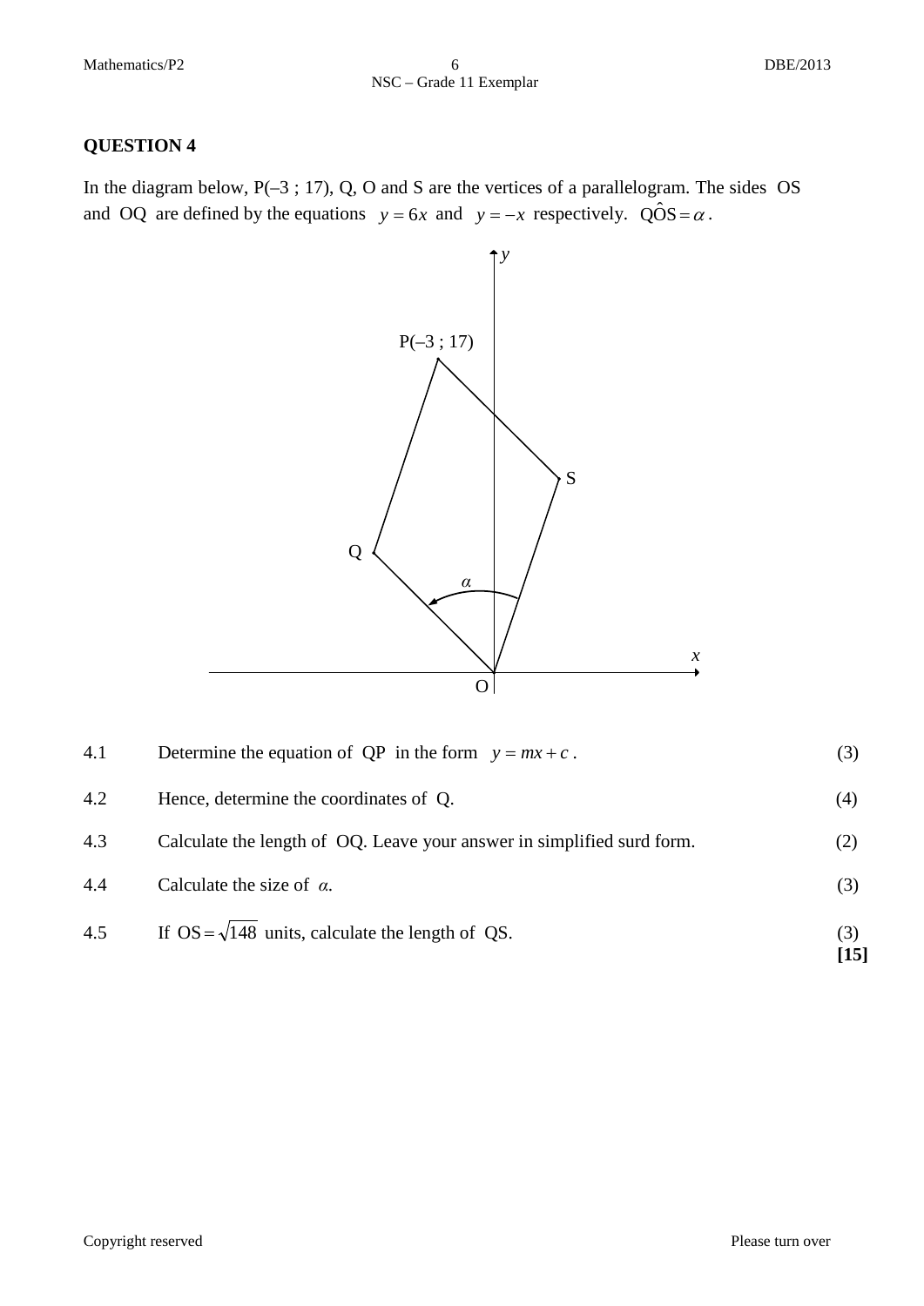## QUESTION 4

In the diagram below, P(–3 ; 17), Q, O and S are the vertices of a parallelogram. The sides OS and OQ are defined by the equations $y = 6x$ and $y = -x$ respectively. $Q\hat{O}S = \alpha$.

| | | |
|---|---|---|
| 4.1 | Determine the equation of QP in the form $y = mx + c$. | (3) |
| 4.2 | Hence, determine the coordinates of Q. | (4) |
| 4.3 | Calculate the length of OQ. Leave your answer in simplified surd form. | (2) |
| 4.4 | Calculate the size of $\alpha$. | (3) |
| 4.5 | If $OS = \sqrt{148}$ units, calculate the length of QS. | (3) |
| | | **[15]** |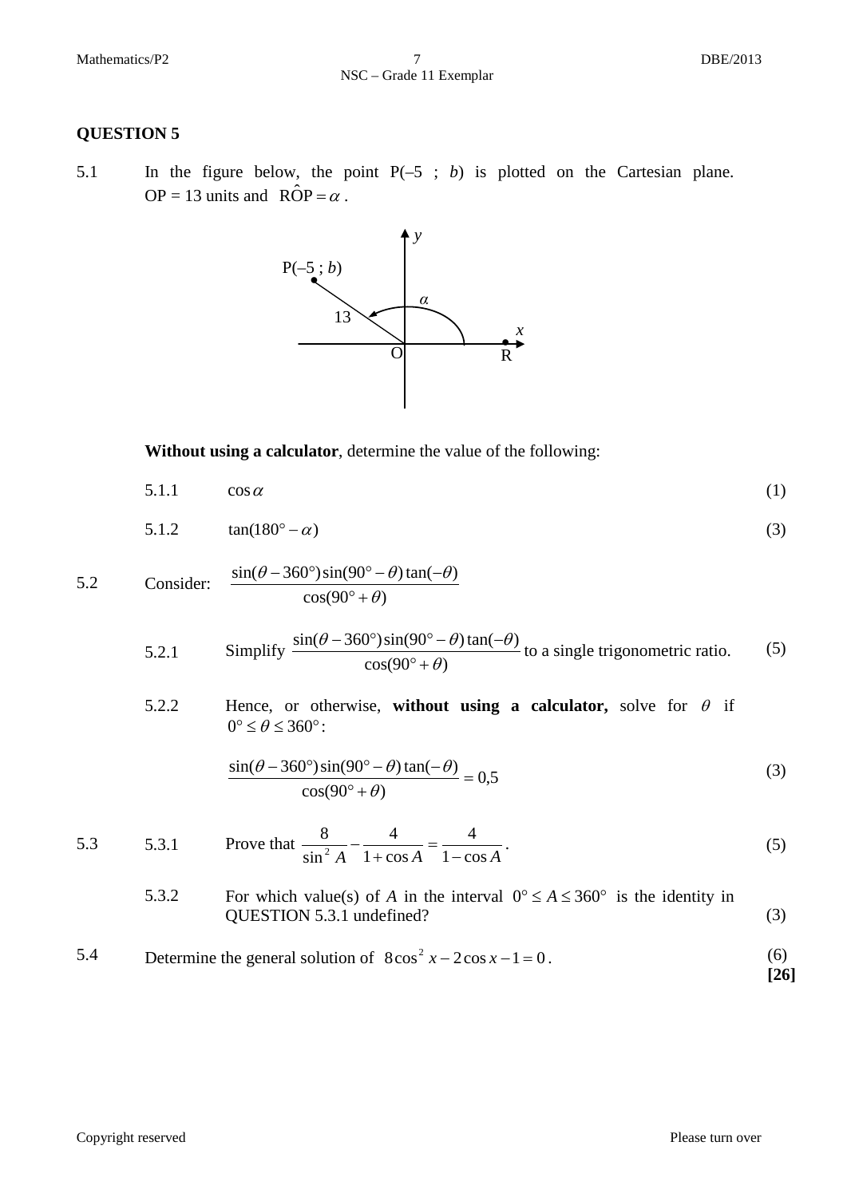## QUESTION 5

5.1 In the figure below, the point P(–5 ; $b$) is plotted on the Cartesian plane. OP = 13 units and $R\hat{O}P = \alpha$.

**Without using a calculator**, determine the value of the following:

5.1.1 $\cos\alpha$ (1)

5.1.2 $\tan(180° - \alpha)$ (3)

5.2 Consider: $\dfrac{\sin(\theta - 360°)\sin(90° - \theta)\tan(-\theta)}{\cos(90° + \theta)}$

5.2.1 Simplify $\dfrac{\sin(\theta - 360°)\sin(90° - \theta)\tan(-\theta)}{\cos(90° + \theta)}$ to a single trigonometric ratio. (5)

5.2.2 Hence, or otherwise, **without using a calculator,** solve for $\theta$ if $0° \leq \theta \leq 360°$:

$$\frac{\sin(\theta - 360°)\sin(90° - \theta)\tan(-\theta)}{\cos(90° + \theta)} = 0{,}5$$ (3)

5.3 5.3.1 Prove that $\dfrac{8}{\sin^2 A} - \dfrac{4}{1+\cos A} = \dfrac{4}{1-\cos A}$. (5)

5.3.2 For which value(s) of $A$ in the interval $0° \leq A \leq 360°$ is the identity in QUESTION 5.3.1 undefined? (3)

5.4 Determine the general solution of $8\cos^2 x - 2\cos x - 1 = 0$. (6)

**[26]**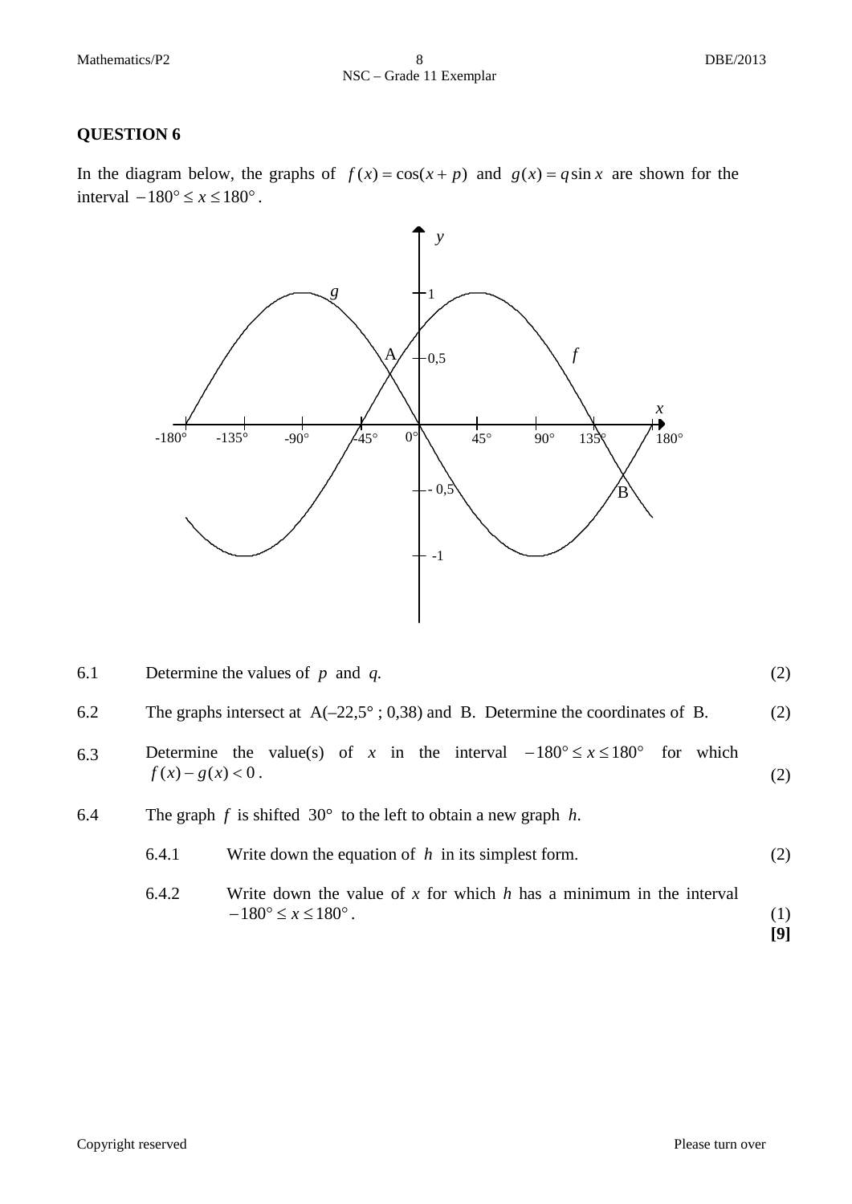## QUESTION 6

In the diagram below, the graphs of $f(x) = \cos(x + p)$ and $g(x) = q \sin x$ are shown for the interval $-180° \leq x \leq 180°$.

| | | |
|---|---|---|
| 6.1 | Determine the values of $p$ and $q$. | (2) |
| 6.2 | The graphs intersect at A(–22,5° ; 0,38) and B. Determine the coordinates of B. | (2) |
| 6.3 | Determine the value(s) of $x$ in the interval $-180° \leq x \leq 180°$ for which $f(x) - g(x) < 0$. | (2) |
| 6.4 | The graph $f$ is shifted $30°$ to the left to obtain a new graph $h$. | |
| 6.4.1 | Write down the equation of $h$ in its simplest form. | (2) |
| 6.4.2 | Write down the value of $x$ for which $h$ has a minimum in the interval $-180° \leq x \leq 180°$. | (1) |
| | | **[9]** |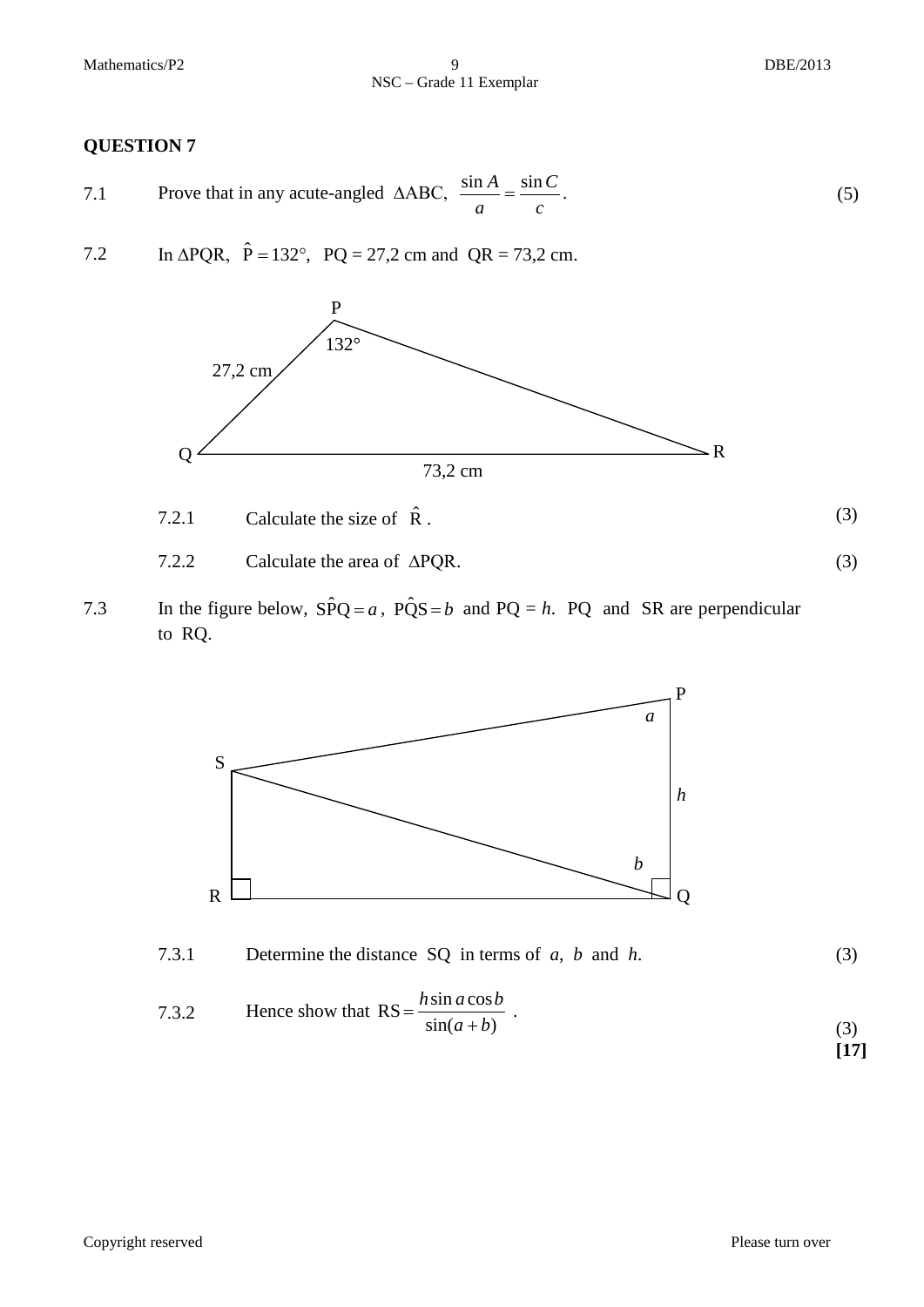## QUESTION 7

7.1 Prove that in any acute-angled $\Delta ABC$, $\frac{\sin A}{a} = \frac{\sin C}{c}$. (5)

7.2 In $\Delta PQR$, $\hat{P} = 132°$, PQ = 27,2 cm and QR = 73,2 cm.

7.2.1 Calculate the size of $\hat{R}$. (3)

7.2.2 Calculate the area of $\Delta PQR$. (3)

7.3 In the figure below, $S\hat{P}Q = a$, $P\hat{Q}S = b$ and PQ = $h$. PQ and SR are perpendicular to RQ.

7.3.1 Determine the distance SQ in terms of $a$, $b$ and $h$. (3)

7.3.2 Hence show that $RS = \frac{h \sin a \cos b}{\sin(a+b)}$. (3)

**[17]**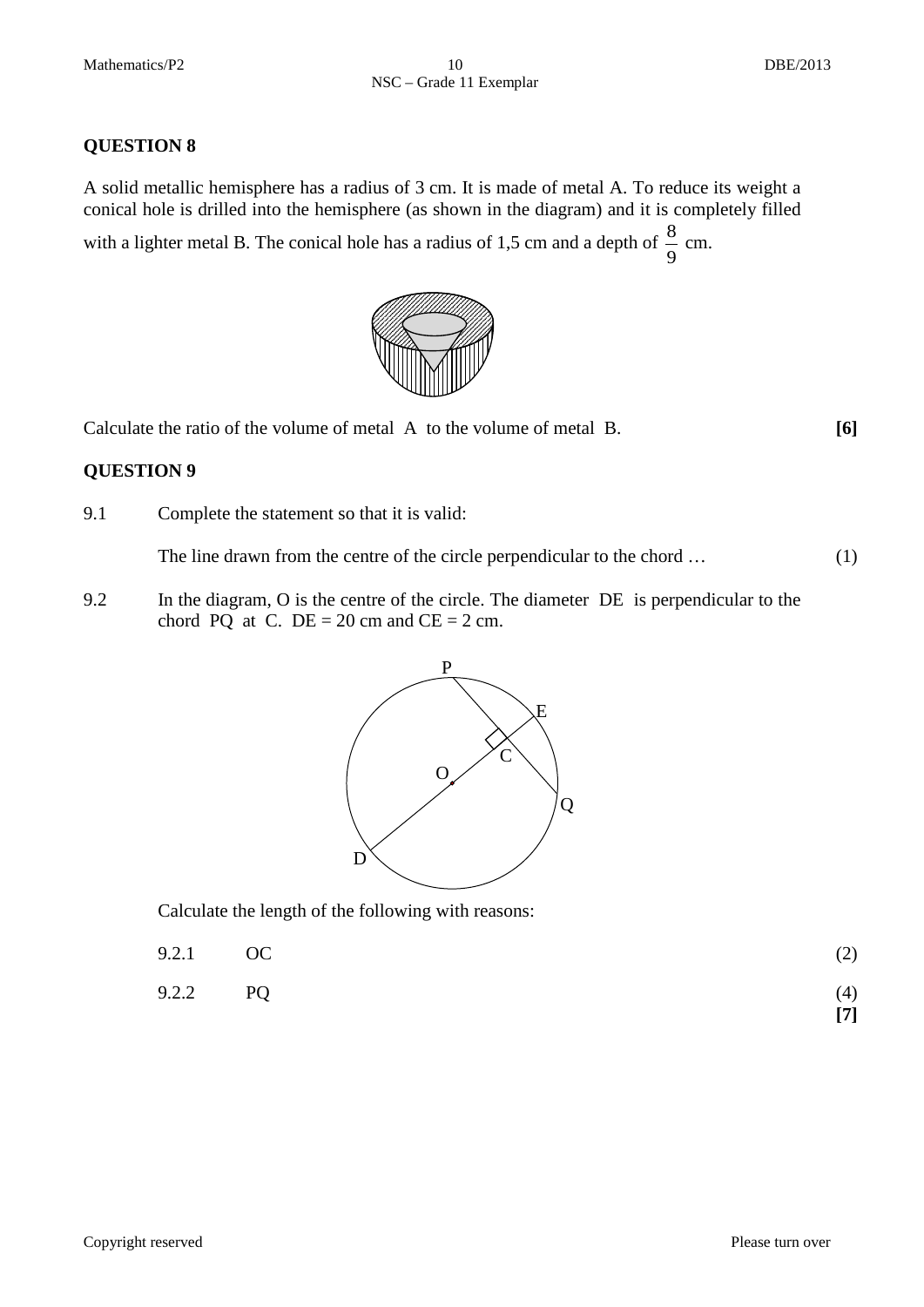## QUESTION 8

A solid metallic hemisphere has a radius of 3 cm. It is made of metal A. To reduce its weight a conical hole is drilled into the hemisphere (as shown in the diagram) and it is completely filled with a lighter metal B. The conical hole has a radius of 1,5 cm and a depth of $\frac{8}{9}$ cm.

Calculate the ratio of the volume of metal A to the volume of metal B. **[6]**

## QUESTION 9

9.1 Complete the statement so that it is valid:

The line drawn from the centre of the circle perpendicular to the chord … (1)

9.2 In the diagram, O is the centre of the circle. The diameter DE is perpendicular to the chord PQ at C. DE = 20 cm and CE = 2 cm.

Calculate the length of the following with reasons:

9.2.1 OC (2)

9.2.2 PQ (4)

**[7]**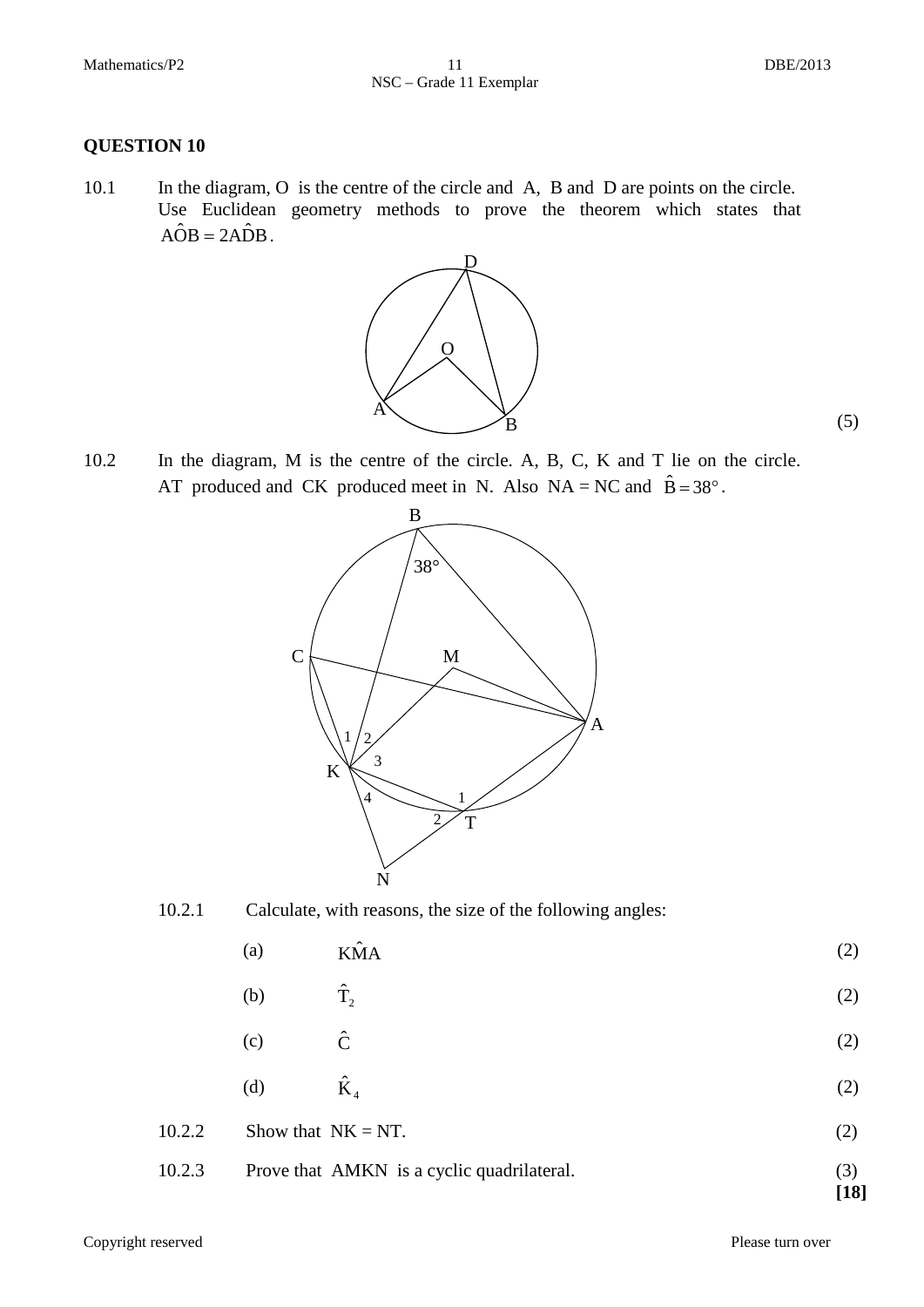## QUESTION 10

10.1 In the diagram, O is the centre of the circle and A, B and D are points on the circle. Use Euclidean geometry methods to prove the theorem which states that $A\hat{O}B = 2A\hat{D}B$.

(5)

10.2 In the diagram, M is the centre of the circle. A, B, C, K and T lie on the circle. AT produced and CK produced meet in N. Also NA = NC and $\hat{B} = 38°$.

10.2.1 Calculate, with reasons, the size of the following angles:

(a) $K\hat{M}A$ (2)

(b) $\hat{T}_2$ (2)

(c) $\hat{C}$ (2)

(d) $\hat{K}_4$ (2)

10.2.2 Show that NK = NT. (2)

10.2.3 Prove that AMKN is a cyclic quadrilateral. (3)

**[18]**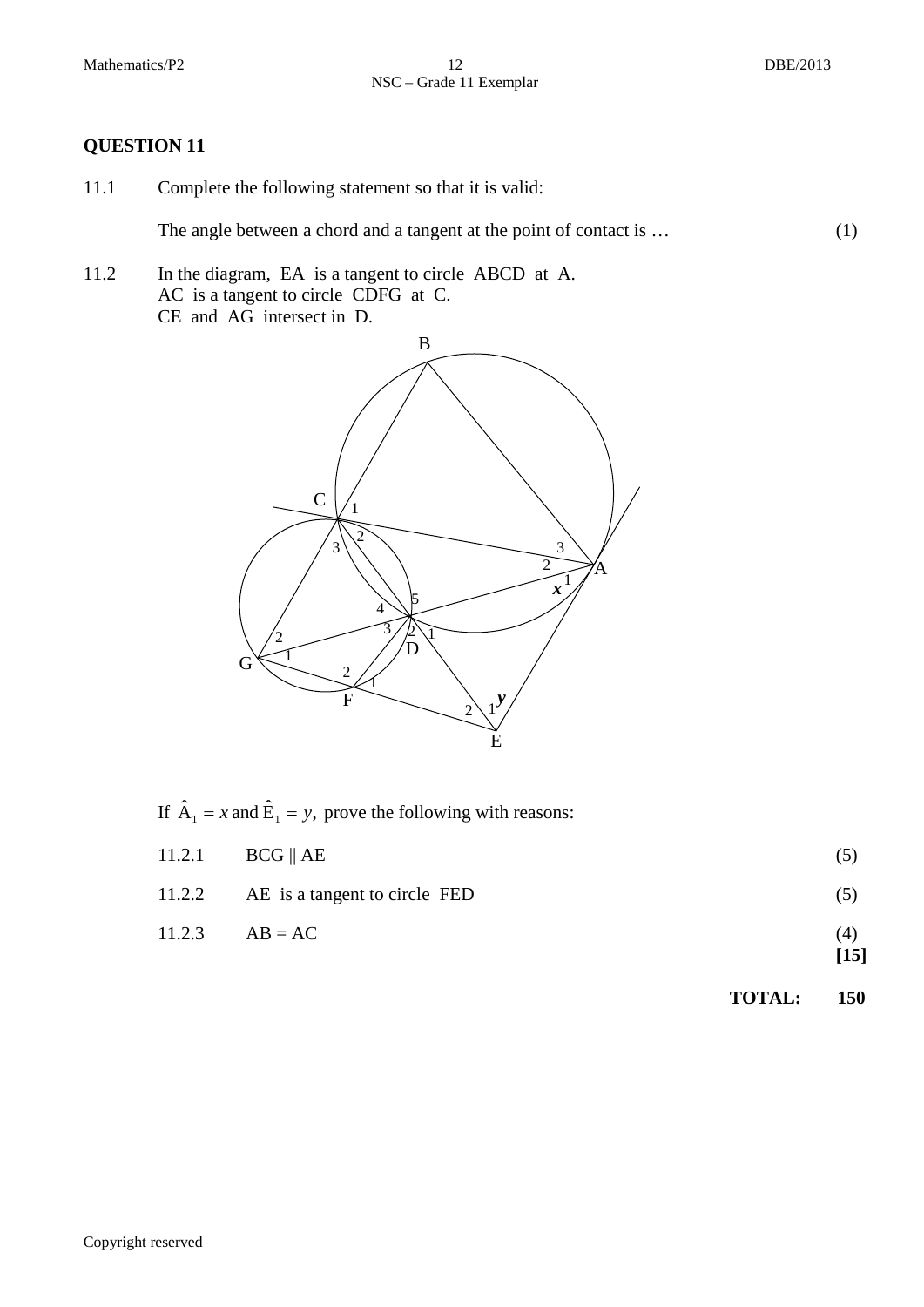## QUESTION 11

11.1 Complete the following statement so that it is valid:

The angle between a chord and a tangent at the point of contact is … (1)

11.2 In the diagram, EA is a tangent to circle ABCD at A.
AC is a tangent to circle CDFG at C.
CE and AG intersect in D.

If $\hat{A}_1 = x$ and $\hat{E}_1 = y$, prove the following with reasons:

11.2.1 BCG || AE (5)

11.2.2 AE is a tangent to circle FED (5)

11.2.3 AB = AC (4)
**[15]**

**TOTAL: 150**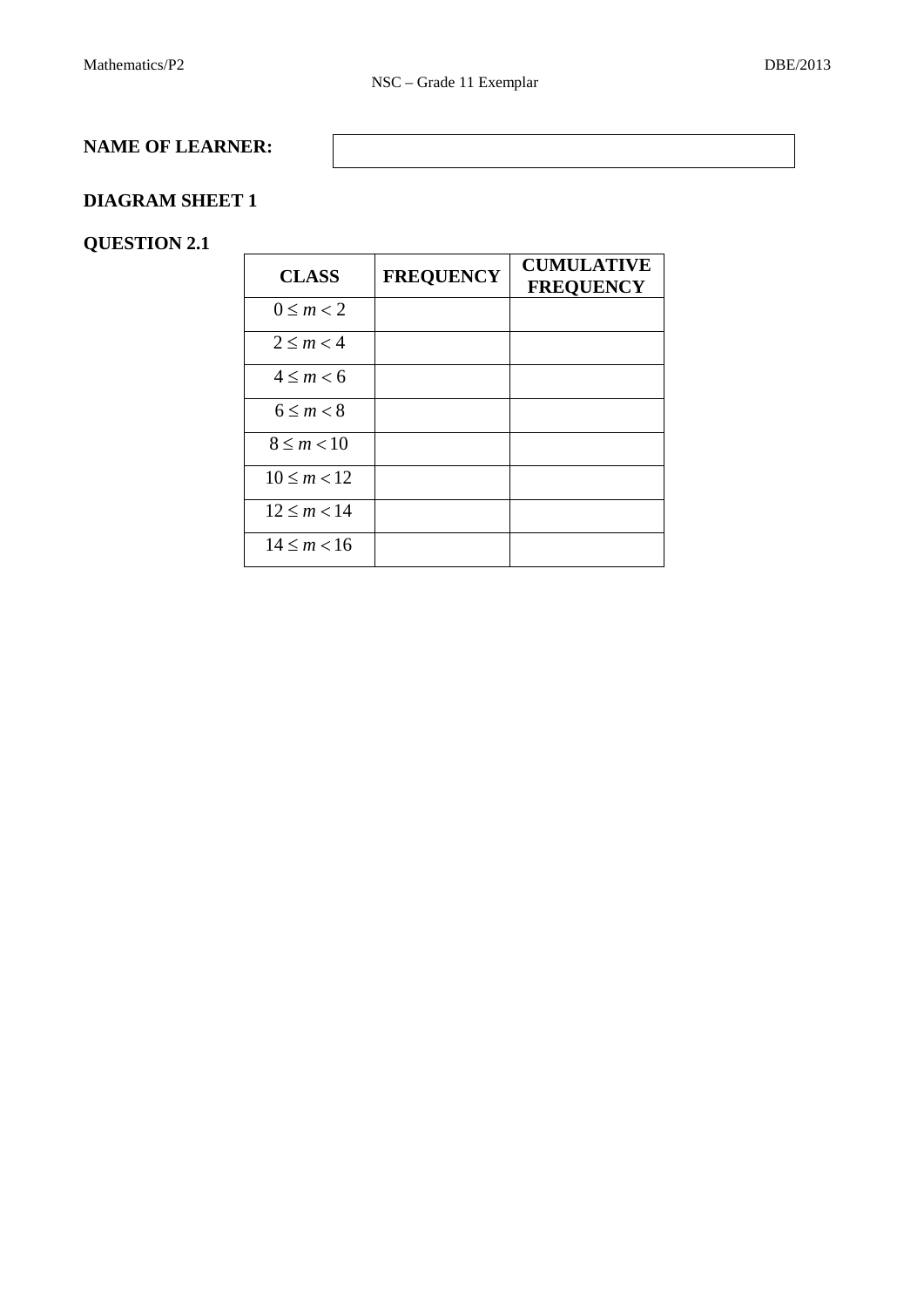**NAME OF LEARNER:**

## DIAGRAM SHEET 1

### QUESTION 2.1

| CLASS | FREQUENCY | CUMULATIVE FREQUENCY |
|---|---|---|
| $0 \leq m < 2$ | | |
| $2 \leq m < 4$ | | |
| $4 \leq m < 6$ | | |
| $6 \leq m < 8$ | | |
| $8 \leq m < 10$ | | |
| $10 \leq m < 12$ | | |
| $12 \leq m < 14$ | | |
| $14 \leq m < 16$ | | |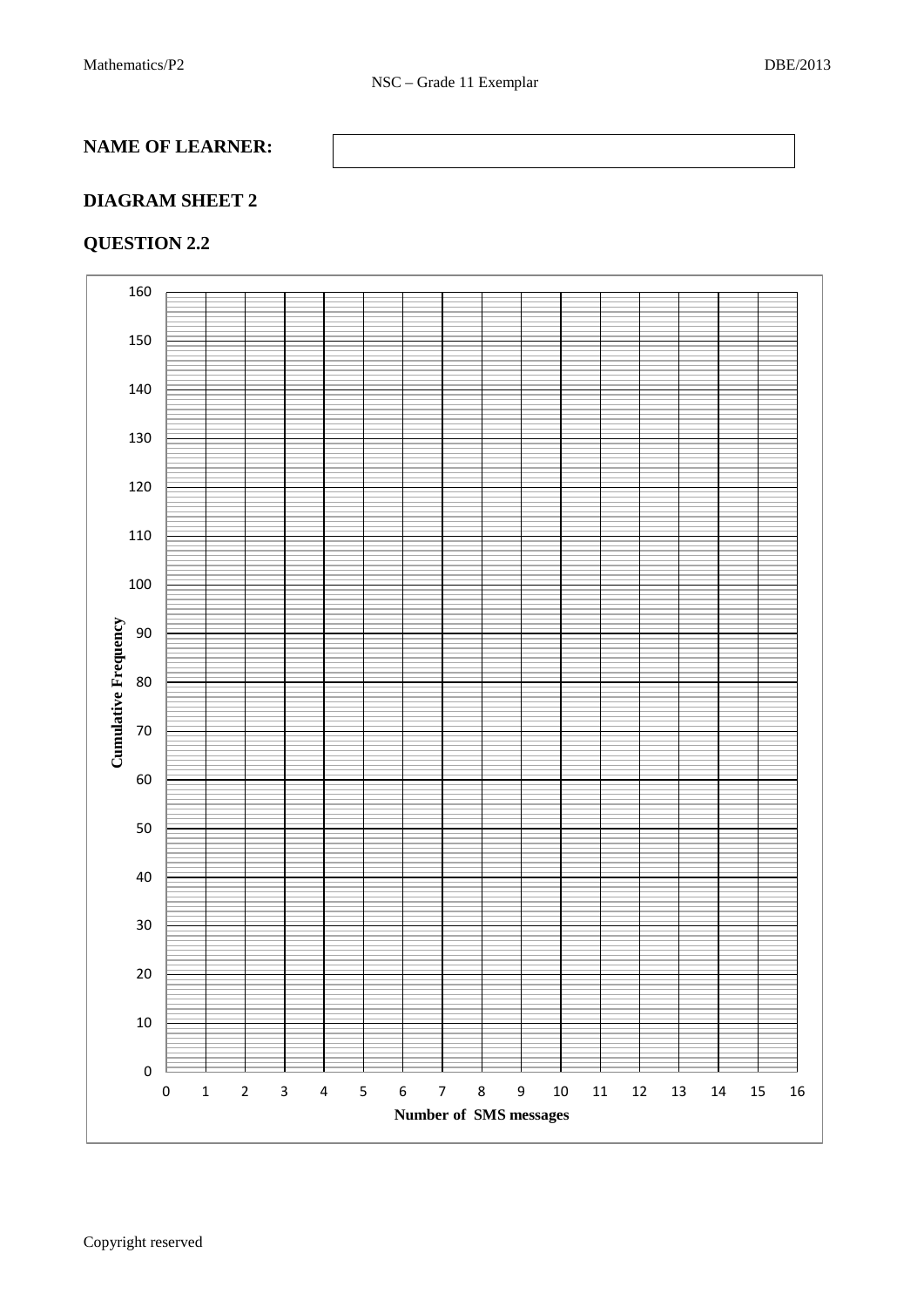**NAME OF LEARNER:**

| |
|---|
| |

## DIAGRAM SHEET 2

## QUESTION 2.2

Cumulative Frequency

160
150
140
130
120
110
100
90
80
70
60
50
40
30
20
10
0

0 1 2 3 4 5 6 7 8 9 10 11 12 13 14 15 16

Number of SMS messages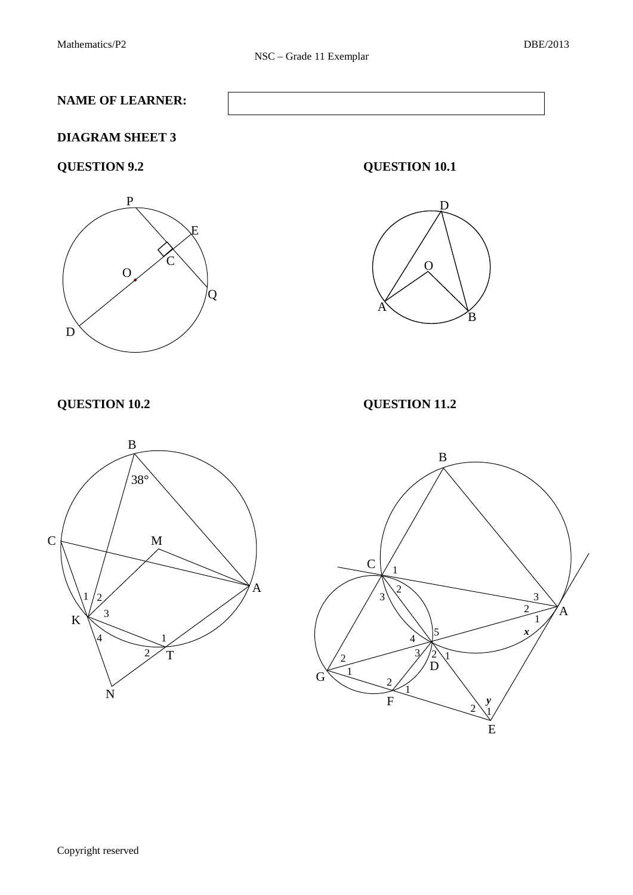**NAME OF LEARNER:**

**DIAGRAM SHEET 3**

**QUESTION 9.2**

P

E

C

O

Q

D

**QUESTION 10.1**

D

O

A

B

**QUESTION 10.2**

B

38°

C

M

A

1 2

K

3

4

1

2

T

N

**QUESTION 11.2**

B

C

1

2

3

3

2

A

1

$x$

5

4

3

2

1

D

2

G

1

2

1

F

$y$

2

1

E